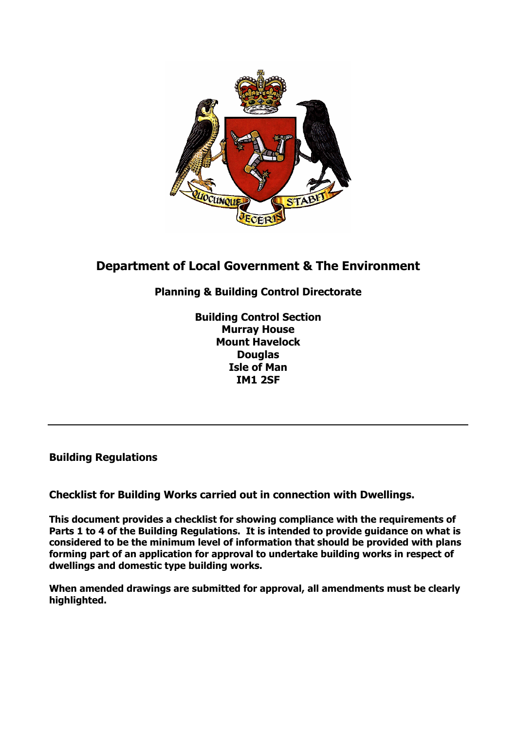# Department of Local Government & The Environment

## Planning & Building Control Directorate

**Building Control Section**
**Murray House**
**Mount Havelock**
**Douglas**
**Isle of Man**
**IM1 2SF**

---

**Building Regulations**

**Checklist for Building Works carried out in connection with Dwellings.**

**This document provides a checklist for showing compliance with the requirements of Parts 1 to 4 of the Building Regulations. It is intended to provide guidance on what is considered to be the minimum level of information that should be provided with plans forming part of an application for approval to undertake building works in respect of dwellings and domestic type building works.**

**When amended drawings are submitted for approval, all amendments must be clearly highlighted.**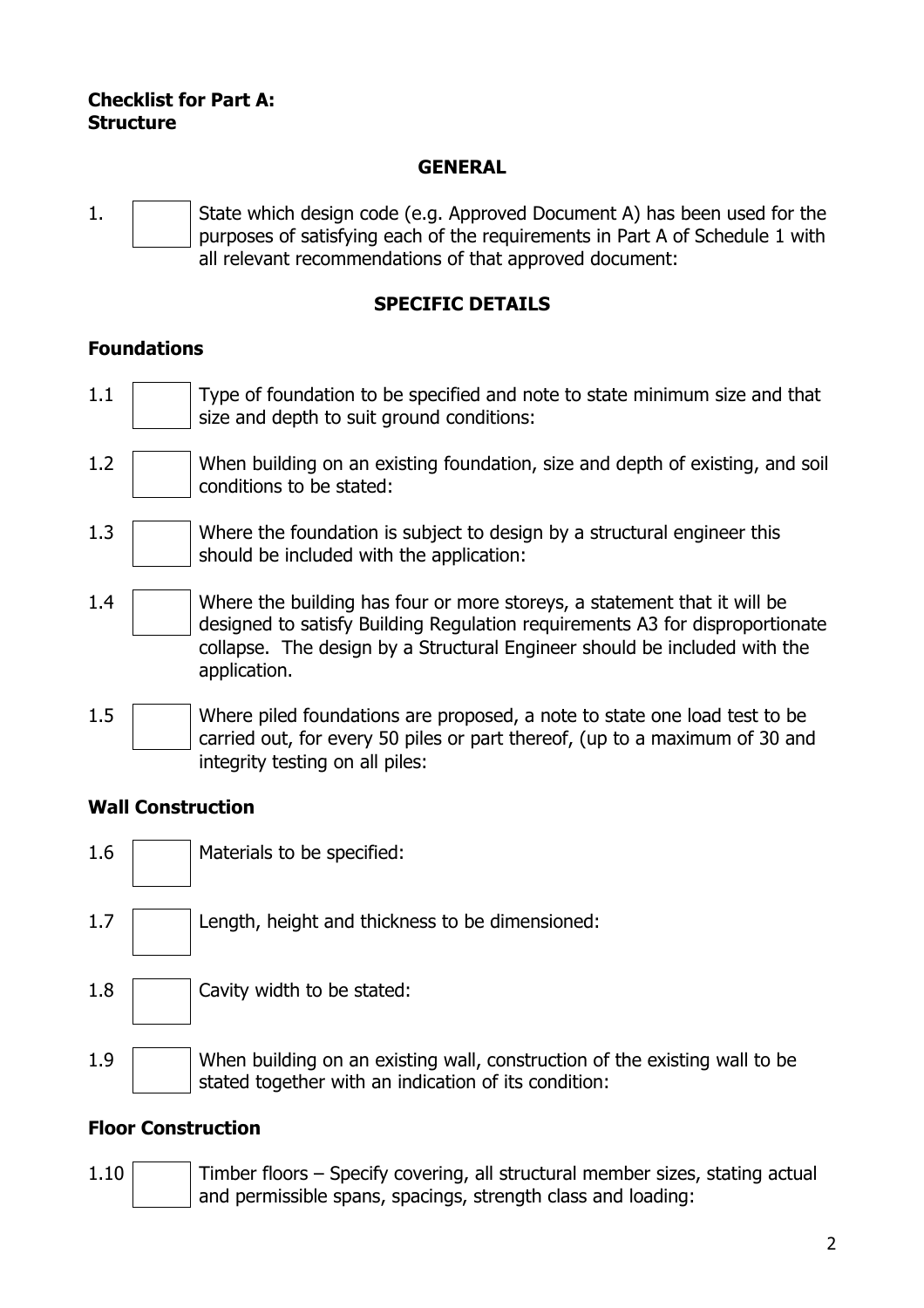**Checklist for Part A: Structure**

## GENERAL

1. ☐ State which design code (e.g. Approved Document A) has been used for the purposes of satisfying each of the requirements in Part A of Schedule 1 with all relevant recommendations of that approved document:

## SPECIFIC DETAILS

### Foundations

1.1 ☐ Type of foundation to be specified and note to state minimum size and that size and depth to suit ground conditions:

1.2 ☐ When building on an existing foundation, size and depth of existing, and soil conditions to be stated:

1.3 ☐ Where the foundation is subject to design by a structural engineer this should be included with the application:

1.4 ☐ Where the building has four or more storeys, a statement that it will be designed to satisfy Building Regulation requirements A3 for disproportionate collapse. The design by a Structural Engineer should be included with the application.

1.5 ☐ Where piled foundations are proposed, a note to state one load test to be carried out, for every 50 piles or part thereof, (up to a maximum of 30 and integrity testing on all piles:

### Wall Construction

1.6 ☐ Materials to be specified:

1.7 ☐ Length, height and thickness to be dimensioned:

1.8 ☐ Cavity width to be stated:

1.9 ☐ When building on an existing wall, construction of the existing wall to be stated together with an indication of its condition:

### Floor Construction

1.10 ☐ Timber floors – Specify covering, all structural member sizes, stating actual and permissible spans, spacings, strength class and loading: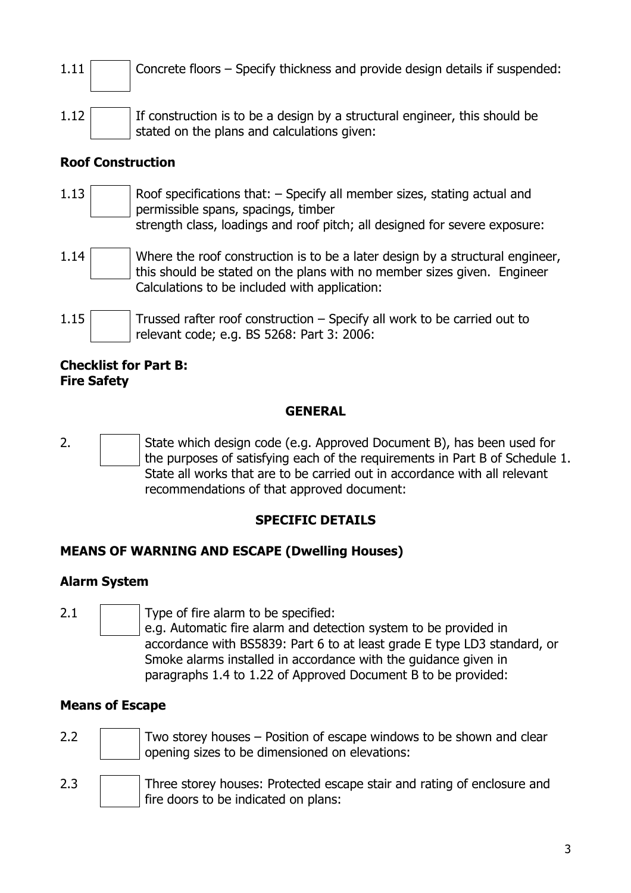1.11 ☐ Concrete floors – Specify thickness and provide design details if suspended:

1.12 ☐ If construction is to be a design by a structural engineer, this should be stated on the plans and calculations given:

**Roof Construction**

1.13 ☐ Roof specifications that: – Specify all member sizes, stating actual and permissible spans, spacings, timber strength class, loadings and roof pitch; all designed for severe exposure:

1.14 ☐ Where the roof construction is to be a later design by a structural engineer, this should be stated on the plans with no member sizes given. Engineer Calculations to be included with application:

1.15 ☐ Trussed rafter roof construction – Specify all work to be carried out to relevant code; e.g. BS 5268: Part 3: 2006:

**Checklist for Part B:**
**Fire Safety**

**GENERAL**

2. ☐ State which design code (e.g. Approved Document B), has been used for the purposes of satisfying each of the requirements in Part B of Schedule 1. State all works that are to be carried out in accordance with all relevant recommendations of that approved document:

**SPECIFIC DETAILS**

**MEANS OF WARNING AND ESCAPE (Dwelling Houses)**

**Alarm System**

2.1 ☐ Type of fire alarm to be specified:
e.g. Automatic fire alarm and detection system to be provided in accordance with BS5839: Part 6 to at least grade E type LD3 standard, or Smoke alarms installed in accordance with the guidance given in paragraphs 1.4 to 1.22 of Approved Document B to be provided:

**Means of Escape**

2.2 ☐ Two storey houses – Position of escape windows to be shown and clear opening sizes to be dimensioned on elevations:

2.3 ☐ Three storey houses: Protected escape stair and rating of enclosure and fire doors to be indicated on plans: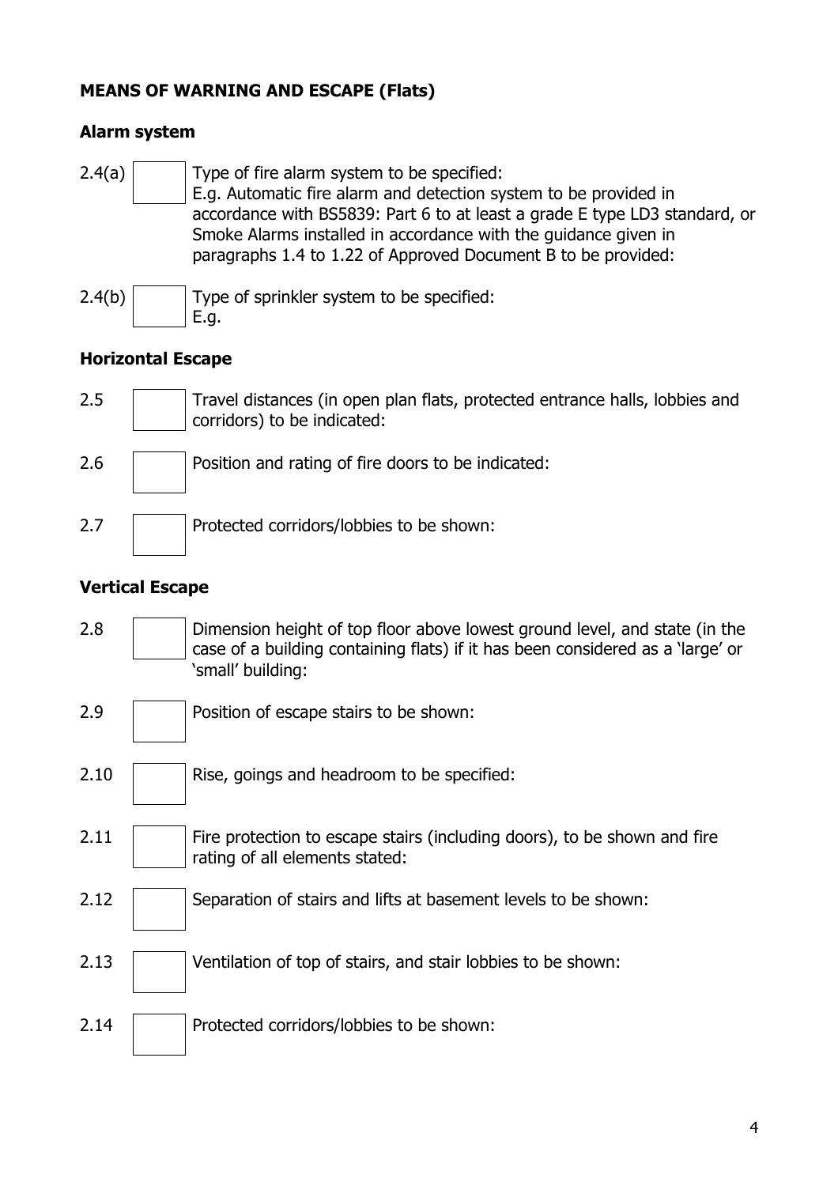**MEANS OF WARNING AND ESCAPE (Flats)**

**Alarm system**

2.4(a) ☐ Type of fire alarm system to be specified:
E.g. Automatic fire alarm and detection system to be provided in accordance with BS5839: Part 6 to at least a grade E type LD3 standard, or Smoke Alarms installed in accordance with the guidance given in paragraphs 1.4 to 1.22 of Approved Document B to be provided:

2.4(b) ☐ Type of sprinkler system to be specified:
E.g.

**Horizontal Escape**

2.5 ☐ Travel distances (in open plan flats, protected entrance halls, lobbies and corridors) to be indicated:

2.6 ☐ Position and rating of fire doors to be indicated:

2.7 ☐ Protected corridors/lobbies to be shown:

**Vertical Escape**

2.8 ☐ Dimension height of top floor above lowest ground level, and state (in the case of a building containing flats) if it has been considered as a 'large' or 'small' building:

2.9 ☐ Position of escape stairs to be shown:

2.10 ☐ Rise, goings and headroom to be specified:

2.11 ☐ Fire protection to escape stairs (including doors), to be shown and fire rating of all elements stated:

2.12 ☐ Separation of stairs and lifts at basement levels to be shown:

2.13 ☐ Ventilation of top of stairs, and stair lobbies to be shown:

2.14 ☐ Protected corridors/lobbies to be shown: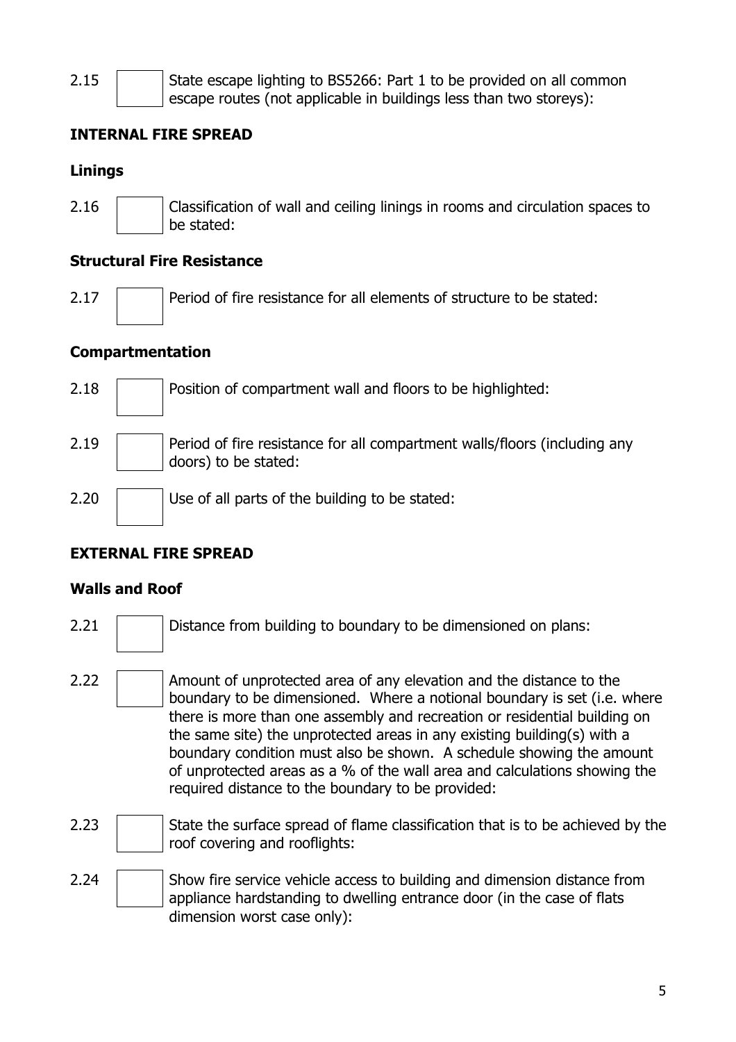2.15 ☐ State escape lighting to BS5266: Part 1 to be provided on all common escape routes (not applicable in buildings less than two storeys):

## INTERNAL FIRE SPREAD

### Linings

2.16 ☐ Classification of wall and ceiling linings in rooms and circulation spaces to be stated:

### Structural Fire Resistance

2.17 ☐ Period of fire resistance for all elements of structure to be stated:

### Compartmentation

2.18 ☐ Position of compartment wall and floors to be highlighted:

2.19 ☐ Period of fire resistance for all compartment walls/floors (including any doors) to be stated:

2.20 ☐ Use of all parts of the building to be stated:

## EXTERNAL FIRE SPREAD

### Walls and Roof

2.21 ☐ Distance from building to boundary to be dimensioned on plans:

2.22 ☐ Amount of unprotected area of any elevation and the distance to the boundary to be dimensioned. Where a notional boundary is set (i.e. where there is more than one assembly and recreation or residential building on the same site) the unprotected areas in any existing building(s) with a boundary condition must also be shown. A schedule showing the amount of unprotected areas as a % of the wall area and calculations showing the required distance to the boundary to be provided:

2.23 ☐ State the surface spread of flame classification that is to be achieved by the roof covering and rooflights:

2.24 ☐ Show fire service vehicle access to building and dimension distance from appliance hardstanding to dwelling entrance door (in the case of flats dimension worst case only):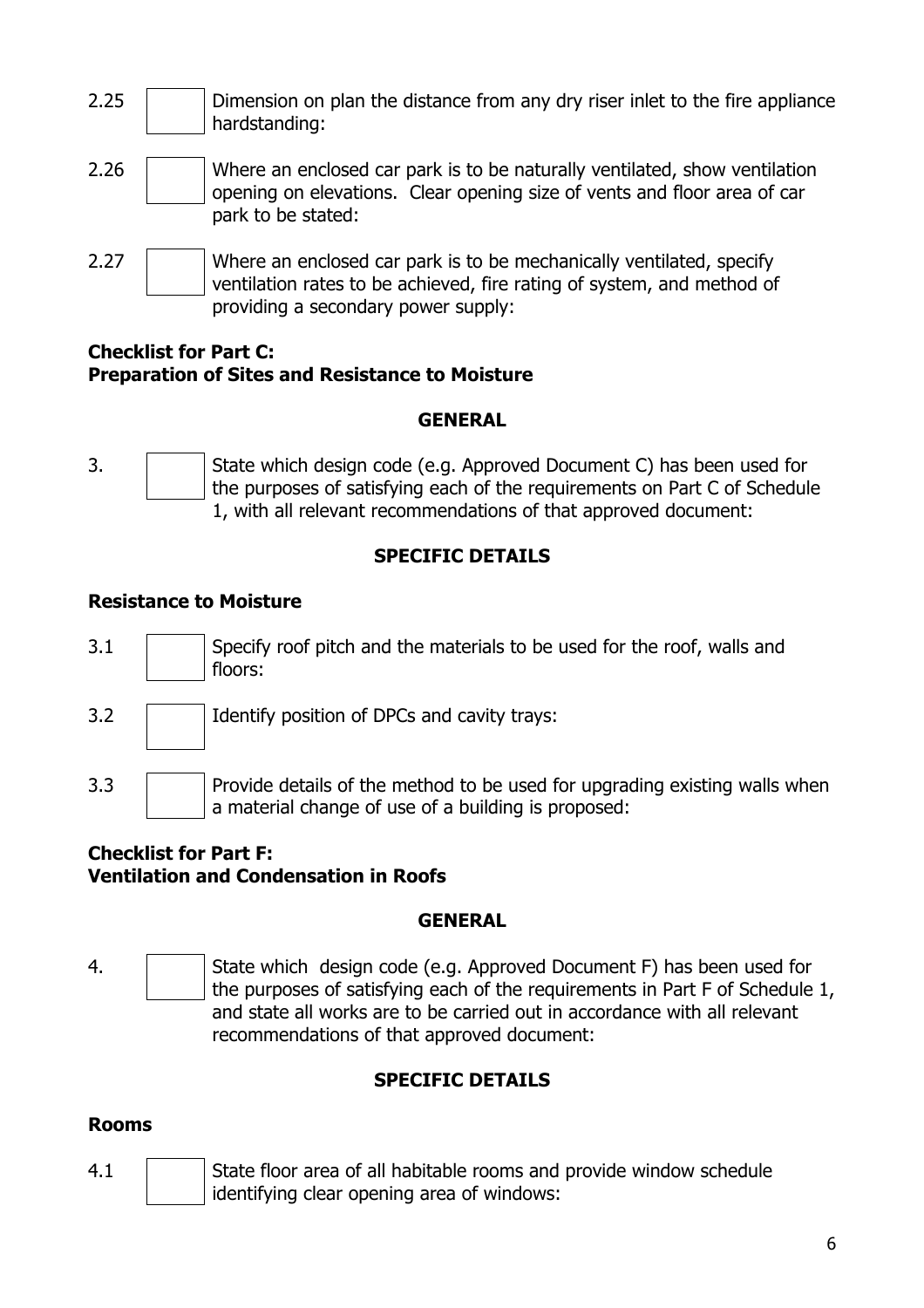2.25 ☐ Dimension on plan the distance from any dry riser inlet to the fire appliance hardstanding:

2.26 ☐ Where an enclosed car park is to be naturally ventilated, show ventilation opening on elevations. Clear opening size of vents and floor area of car park to be stated:

2.27 ☐ Where an enclosed car park is to be mechanically ventilated, specify ventilation rates to be achieved, fire rating of system, and method of providing a secondary power supply:

## Checklist for Part C: Preparation of Sites and Resistance to Moisture

### GENERAL

3. ☐ State which design code (e.g. Approved Document C) has been used for the purposes of satisfying each of the requirements on Part C of Schedule 1, with all relevant recommendations of that approved document:

### SPECIFIC DETAILS

#### Resistance to Moisture

3.1 ☐ Specify roof pitch and the materials to be used for the roof, walls and floors:

3.2 ☐ Identify position of DPCs and cavity trays:

3.3 ☐ Provide details of the method to be used for upgrading existing walls when a material change of use of a building is proposed:

## Checklist for Part F: Ventilation and Condensation in Roofs

### GENERAL

4. ☐ State which design code (e.g. Approved Document F) has been used for the purposes of satisfying each of the requirements in Part F of Schedule 1, and state all works are to be carried out in accordance with all relevant recommendations of that approved document:

### SPECIFIC DETAILS

#### Rooms

4.1 ☐ State floor area of all habitable rooms and provide window schedule identifying clear opening area of windows: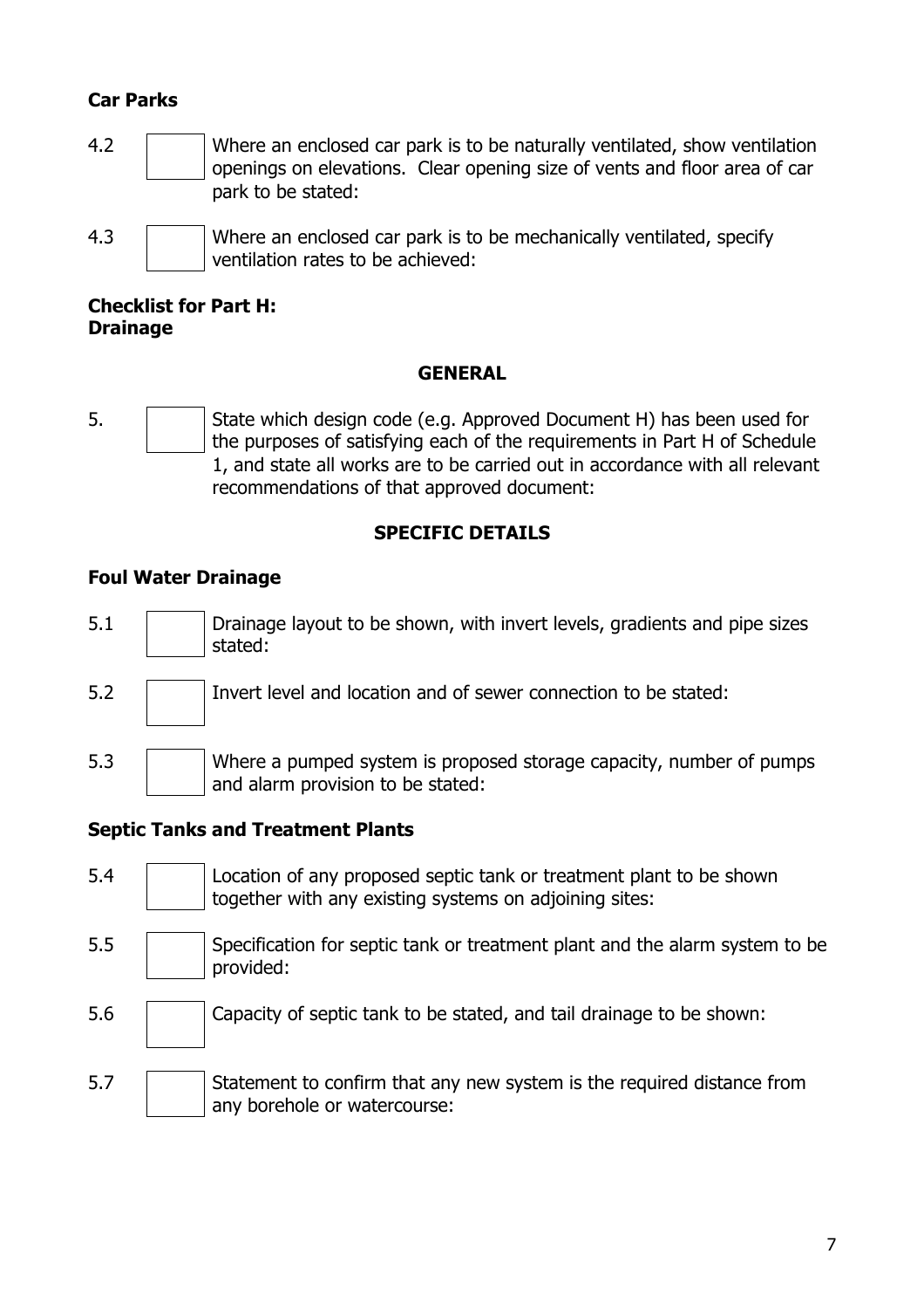**Car Parks**

4.2 ☐ Where an enclosed car park is to be naturally ventilated, show ventilation openings on elevations. Clear opening size of vents and floor area of car park to be stated:

4.3 ☐ Where an enclosed car park is to be mechanically ventilated, specify ventilation rates to be achieved:

**Checklist for Part H:**
**Drainage**

**GENERAL**

5. ☐ State which design code (e.g. Approved Document H) has been used for the purposes of satisfying each of the requirements in Part H of Schedule 1, and state all works are to be carried out in accordance with all relevant recommendations of that approved document:

**SPECIFIC DETAILS**

**Foul Water Drainage**

5.1 ☐ Drainage layout to be shown, with invert levels, gradients and pipe sizes stated:

5.2 ☐ Invert level and location and of sewer connection to be stated:

5.3 ☐ Where a pumped system is proposed storage capacity, number of pumps and alarm provision to be stated:

**Septic Tanks and Treatment Plants**

5.4 ☐ Location of any proposed septic tank or treatment plant to be shown together with any existing systems on adjoining sites:

5.5 ☐ Specification for septic tank or treatment plant and the alarm system to be provided:

5.6 ☐ Capacity of septic tank to be stated, and tail drainage to be shown:

5.7 ☐ Statement to confirm that any new system is the required distance from any borehole or watercourse: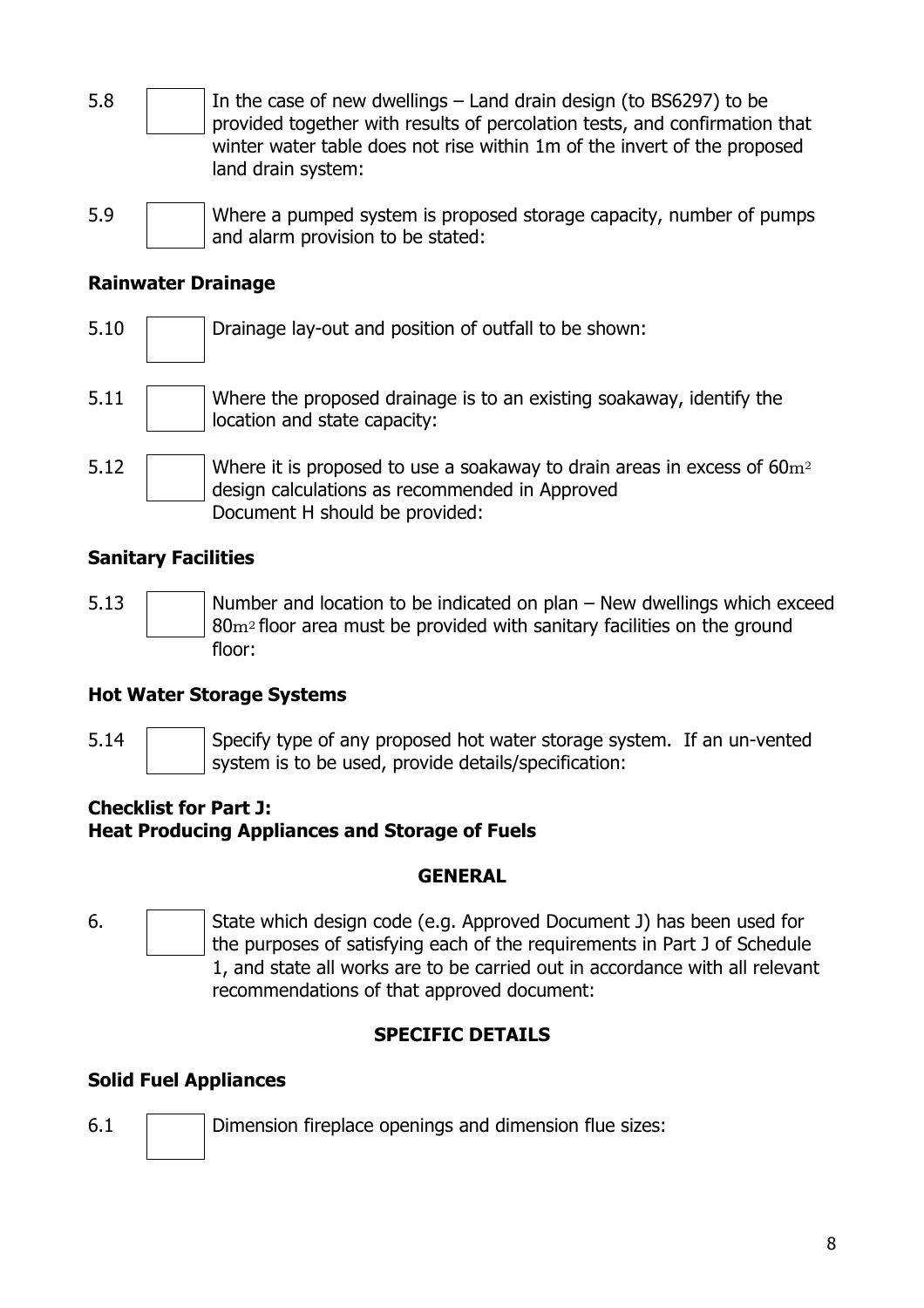5.8 ☐ In the case of new dwellings – Land drain design (to BS6297) to be provided together with results of percolation tests, and confirmation that winter water table does not rise within 1m of the invert of the proposed land drain system:

5.9 ☐ Where a pumped system is proposed storage capacity, number of pumps and alarm provision to be stated:

**Rainwater Drainage**

5.10 ☐ Drainage lay-out and position of outfall to be shown:

5.11 ☐ Where the proposed drainage is to an existing soakaway, identify the location and state capacity:

5.12 ☐ Where it is proposed to use a soakaway to drain areas in excess of $60m^2$ design calculations as recommended in Approved Document H should be provided:

**Sanitary Facilities**

5.13 ☐ Number and location to be indicated on plan – New dwellings which exceed $80m^2$ floor area must be provided with sanitary facilities on the ground floor:

**Hot Water Storage Systems**

5.14 ☐ Specify type of any proposed hot water storage system. If an un-vented system is to be used, provide details/specification:

**Checklist for Part J:**
**Heat Producing Appliances and Storage of Fuels**

**GENERAL**

6. ☐ State which design code (e.g. Approved Document J) has been used for the purposes of satisfying each of the requirements in Part J of Schedule 1, and state all works are to be carried out in accordance with all relevant recommendations of that approved document:

**SPECIFIC DETAILS**

**Solid Fuel Appliances**

6.1 ☐ Dimension fireplace openings and dimension flue sizes: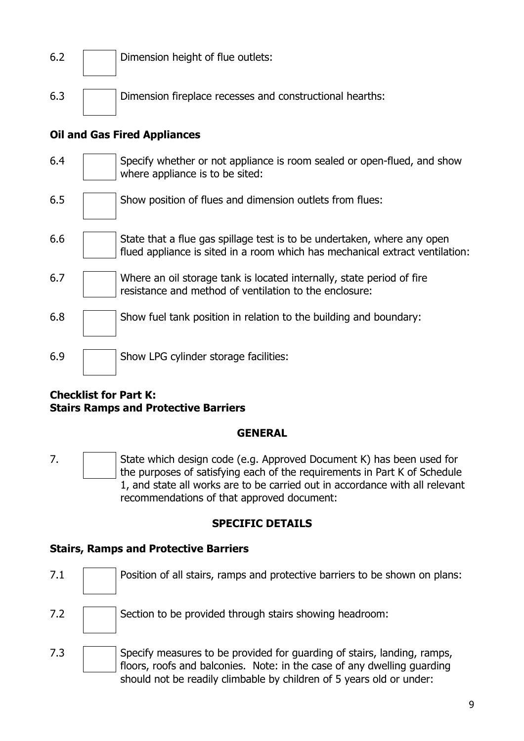6.2 ☐ Dimension height of flue outlets:

6.3 ☐ Dimension fireplace recesses and constructional hearths:

**Oil and Gas Fired Appliances**

6.4 ☐ Specify whether or not appliance is room sealed or open-flued, and show where appliance is to be sited:

6.5 ☐ Show position of flues and dimension outlets from flues:

6.6 ☐ State that a flue gas spillage test is to be undertaken, where any open flued appliance is sited in a room which has mechanical extract ventilation:

6.7 ☐ Where an oil storage tank is located internally, state period of fire resistance and method of ventilation to the enclosure:

6.8 ☐ Show fuel tank position in relation to the building and boundary:

6.9 ☐ Show LPG cylinder storage facilities:

**Checklist for Part K:**
**Stairs Ramps and Protective Barriers**

**GENERAL**

7. ☐ State which design code (e.g. Approved Document K) has been used for the purposes of satisfying each of the requirements in Part K of Schedule 1, and state all works are to be carried out in accordance with all relevant recommendations of that approved document:

**SPECIFIC DETAILS**

**Stairs, Ramps and Protective Barriers**

7.1 ☐ Position of all stairs, ramps and protective barriers to be shown on plans:

7.2 ☐ Section to be provided through stairs showing headroom:

7.3 ☐ Specify measures to be provided for guarding of stairs, landing, ramps, floors, roofs and balconies. Note: in the case of any dwelling guarding should not be readily climbable by children of 5 years old or under: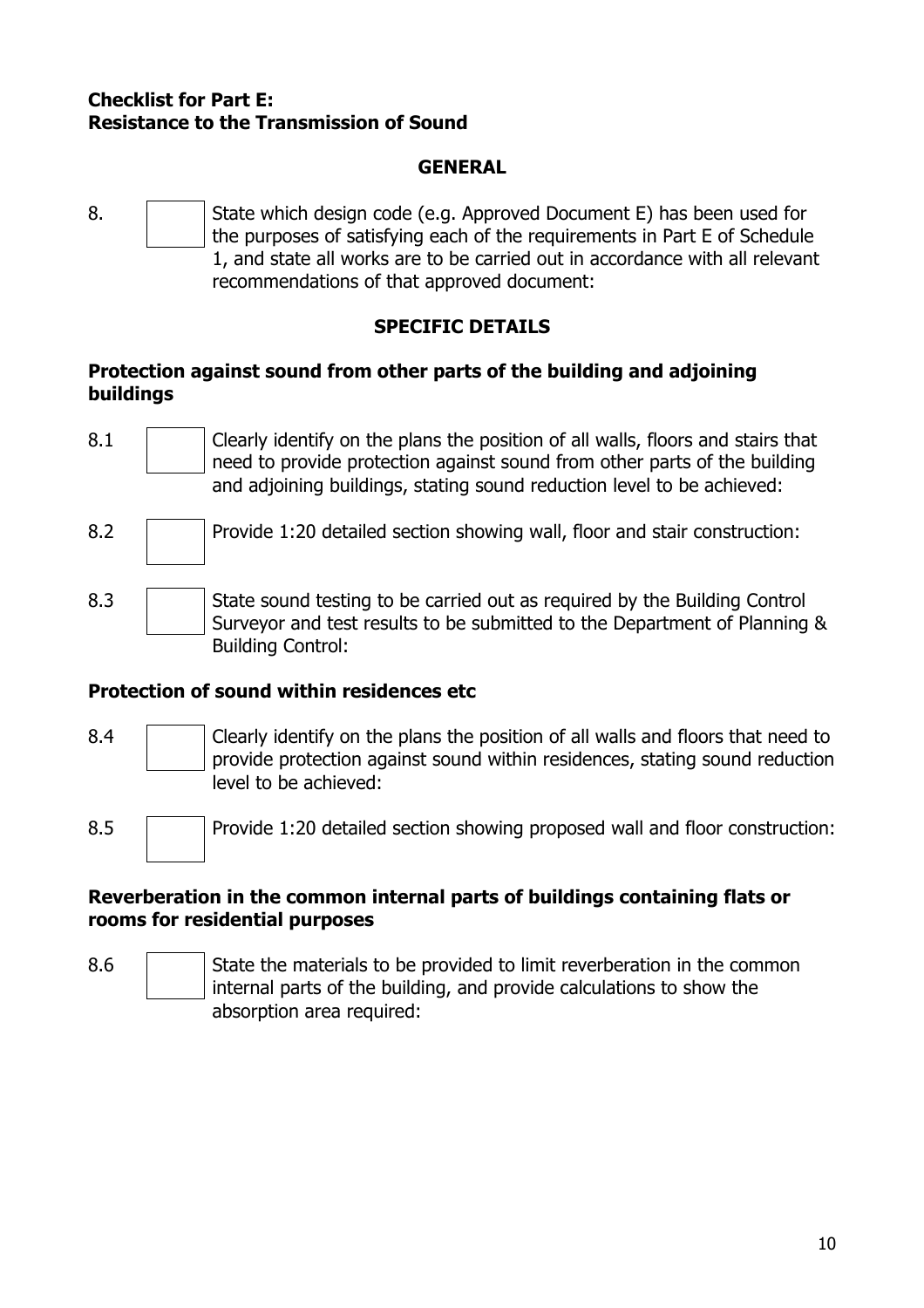**Checklist for Part E:**
**Resistance to the Transmission of Sound**

## GENERAL

8. ☐ State which design code (e.g. Approved Document E) has been used for the purposes of satisfying each of the requirements in Part E of Schedule 1, and state all works are to be carried out in accordance with all relevant recommendations of that approved document:

## SPECIFIC DETAILS

### Protection against sound from other parts of the building and adjoining buildings

8.1 ☐ Clearly identify on the plans the position of all walls, floors and stairs that need to provide protection against sound from other parts of the building and adjoining buildings, stating sound reduction level to be achieved:

8.2 ☐ Provide 1:20 detailed section showing wall, floor and stair construction:

8.3 ☐ State sound testing to be carried out as required by the Building Control Surveyor and test results to be submitted to the Department of Planning & Building Control:

### Protection of sound within residences etc

8.4 ☐ Clearly identify on the plans the position of all walls and floors that need to provide protection against sound within residences, stating sound reduction level to be achieved:

8.5 ☐ Provide 1:20 detailed section showing proposed wall and floor construction:

### Reverberation in the common internal parts of buildings containing flats or rooms for residential purposes

8.6 ☐ State the materials to be provided to limit reverberation in the common internal parts of the building, and provide calculations to show the absorption area required: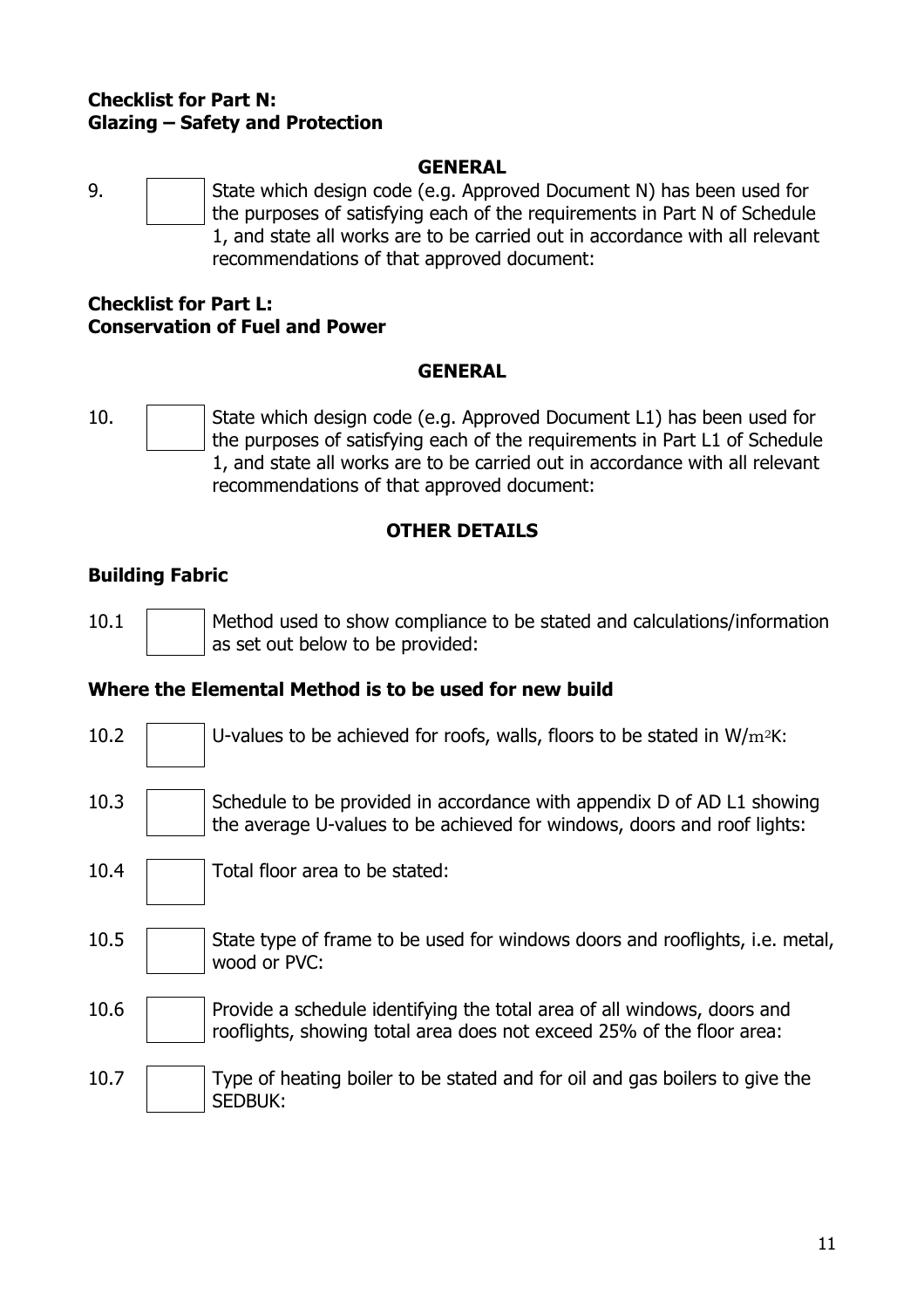**Checklist for Part N:**
**Glazing – Safety and Protection**

**GENERAL**

9. ☐ State which design code (e.g. Approved Document N) has been used for the purposes of satisfying each of the requirements in Part N of Schedule 1, and state all works are to be carried out in accordance with all relevant recommendations of that approved document:

**Checklist for Part L:**
**Conservation of Fuel and Power**

**GENERAL**

10. ☐ State which design code (e.g. Approved Document L1) has been used for the purposes of satisfying each of the requirements in Part L1 of Schedule 1, and state all works are to be carried out in accordance with all relevant recommendations of that approved document:

**OTHER DETAILS**

**Building Fabric**

10.1 ☐ Method used to show compliance to be stated and calculations/information as set out below to be provided:

**Where the Elemental Method is to be used for new build**

10.2 ☐ U-values to be achieved for roofs, walls, floors to be stated in $W/m^2K$:

10.3 ☐ Schedule to be provided in accordance with appendix D of AD L1 showing the average U-values to be achieved for windows, doors and roof lights:

10.4 ☐ Total floor area to be stated:

10.5 ☐ State type of frame to be used for windows doors and rooflights, i.e. metal, wood or PVC:

10.6 ☐ Provide a schedule identifying the total area of all windows, doors and rooflights, showing total area does not exceed 25% of the floor area:

10.7 ☐ Type of heating boiler to be stated and for oil and gas boilers to give the SEDBUK: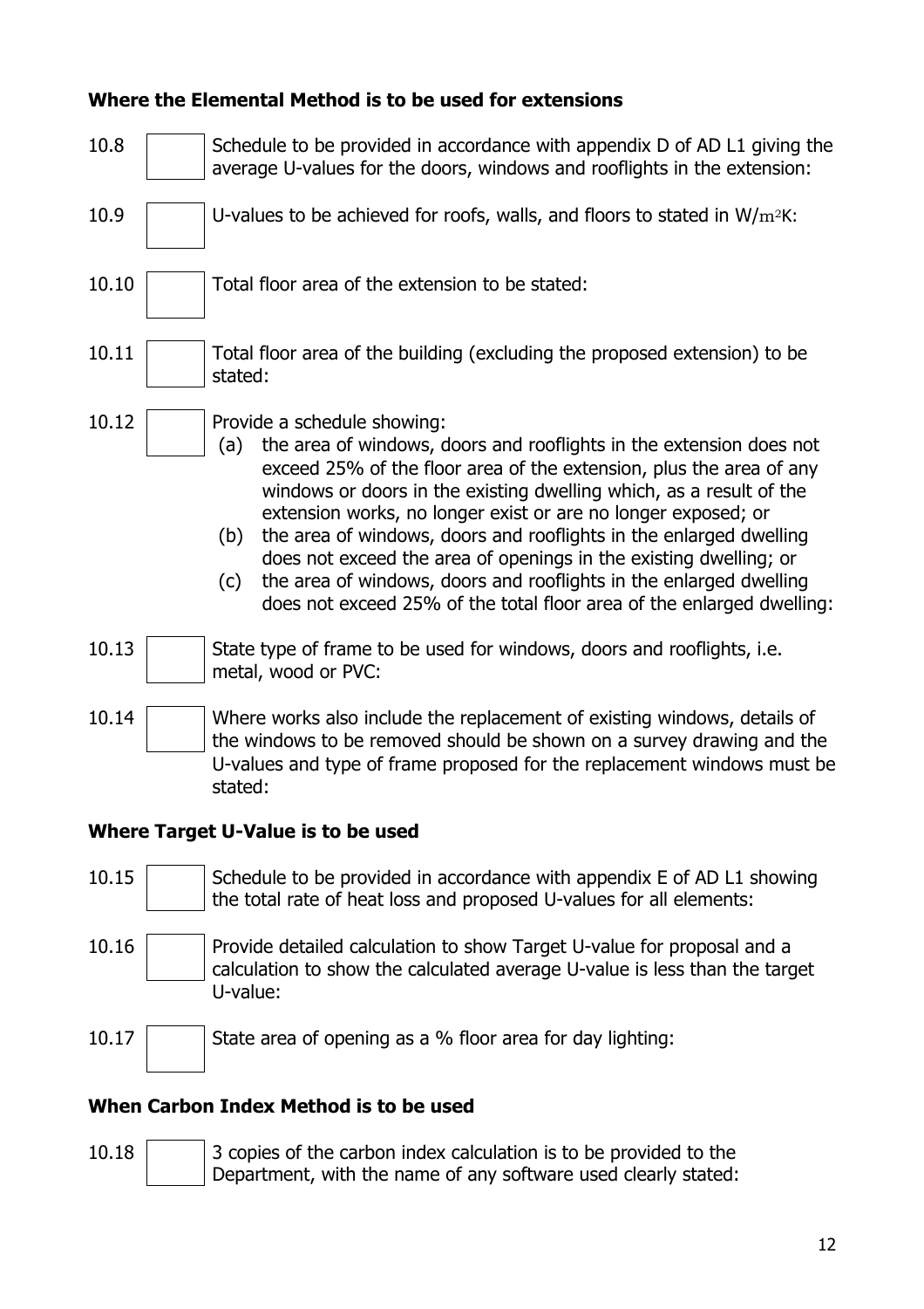**Where the Elemental Method is to be used for extensions**

10.8 ☐ Schedule to be provided in accordance with appendix D of AD L1 giving the average U-values for the doors, windows and rooflights in the extension:

10.9 ☐ U-values to be achieved for roofs, walls, and floors to stated in $W/m^2K$:

10.10 ☐ Total floor area of the extension to be stated:

10.11 ☐ Total floor area of the building (excluding the proposed extension) to be stated:

10.12 ☐ Provide a schedule showing:

(a) the area of windows, doors and rooflights in the extension does not exceed 25% of the floor area of the extension, plus the area of any windows or doors in the existing dwelling which, as a result of the extension works, no longer exist or are no longer exposed; or
(b) the area of windows, doors and rooflights in the enlarged dwelling does not exceed the area of openings in the existing dwelling; or
(c) the area of windows, doors and rooflights in the enlarged dwelling does not exceed 25% of the total floor area of the enlarged dwelling:

10.13 ☐ State type of frame to be used for windows, doors and rooflights, i.e. metal, wood or PVC:

10.14 ☐ Where works also include the replacement of existing windows, details of the windows to be removed should be shown on a survey drawing and the U-values and type of frame proposed for the replacement windows must be stated:

**Where Target U-Value is to be used**

10.15 ☐ Schedule to be provided in accordance with appendix E of AD L1 showing the total rate of heat loss and proposed U-values for all elements:

10.16 ☐ Provide detailed calculation to show Target U-value for proposal and a calculation to show the calculated average U-value is less than the target U-value:

10.17 ☐ State area of opening as a % floor area for day lighting:

**When Carbon Index Method is to be used**

10.18 ☐ 3 copies of the carbon index calculation is to be provided to the Department, with the name of any software used clearly stated: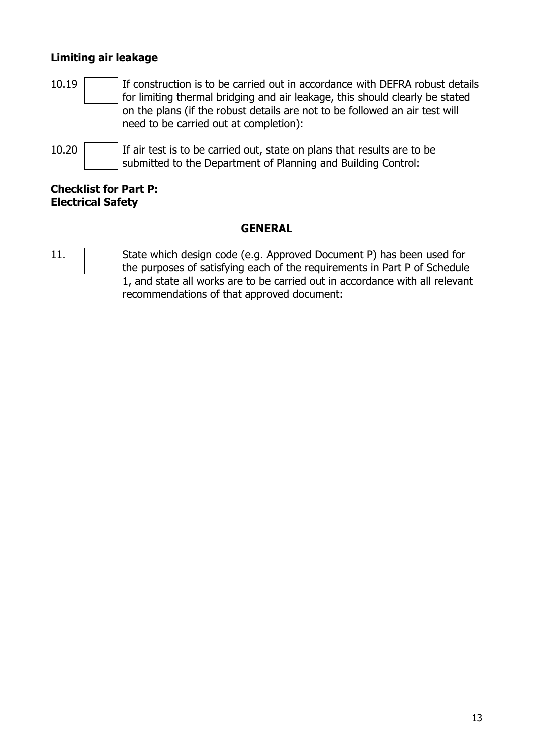**Limiting air leakage**

10.19 ☐ If construction is to be carried out in accordance with DEFRA robust details for limiting thermal bridging and air leakage, this should clearly be stated on the plans (if the robust details are not to be followed an air test will need to be carried out at completion):

10.20 ☐ If air test is to be carried out, state on plans that results are to be submitted to the Department of Planning and Building Control:

**Checklist for Part P:**
**Electrical Safety**

**GENERAL**

11. ☐ State which design code (e.g. Approved Document P) has been used for the purposes of satisfying each of the requirements in Part P of Schedule 1, and state all works are to be carried out in accordance with all relevant recommendations of that approved document: